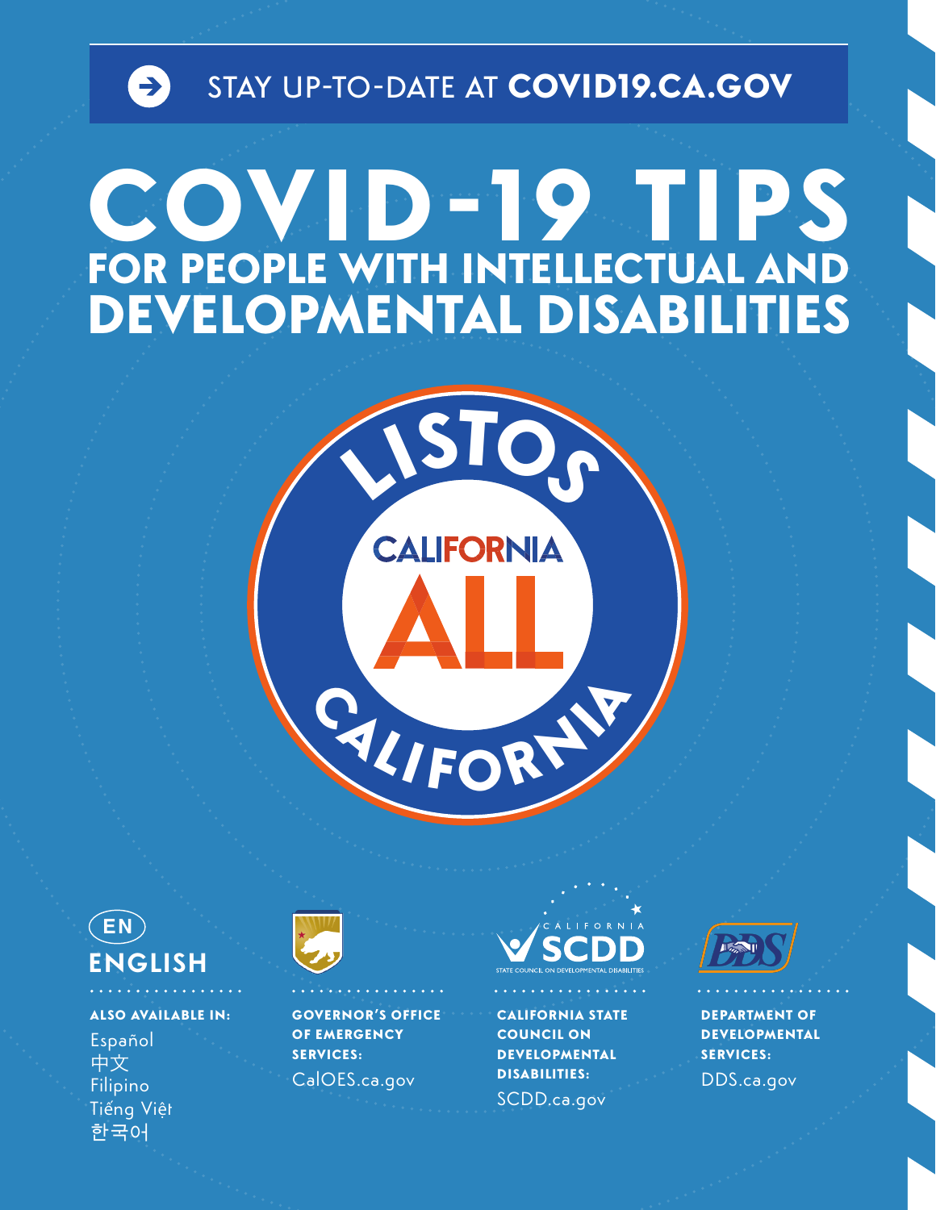STAY UP-TO-DATE AT **COVID19.CA.GOV**

# COVID-19 TIPS

## FOR PEOPLE WITH INTELLECTUAL AND DEVELOPMENTAL DISABILITIES

LISTOS CALIFORNIA

CALIFORNIA ALL

**EN**

**ENGLISH**

**ALSO AVAILABLE IN:**

Español
中文
Filipino
Tiếng Việt
한국어

**GOVERNOR'S OFFICE OF EMERGENCY SERVICES:**
CalOES.ca.gov

**CALIFORNIA STATE COUNCIL ON DEVELOPMENTAL DISABILITIES:**
SCDD.ca.gov

**DEPARTMENT OF DEVELOPMENTAL SERVICES:**
DDS.ca.gov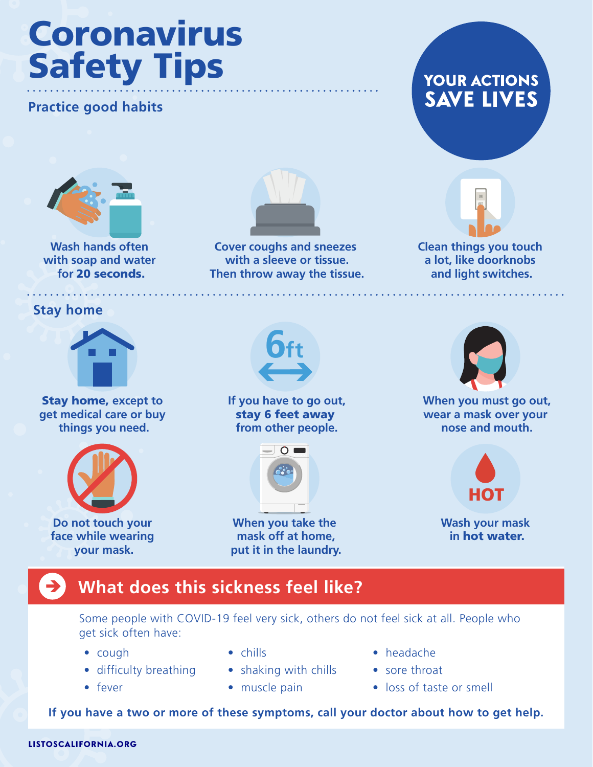# Coronavirus Safety Tips

**YOUR ACTIONS SAVE LIVES**

## Practice good habits

Wash hands often with soap and water for **20 seconds.**

Cover coughs and sneezes with a sleeve or tissue. Then throw away the tissue.

Clean things you touch a lot, like doorknobs and light switches.

## Stay home

**Stay home,** except to get medical care or buy things you need.

If you have to go out, **stay 6 feet away** from other people.

When you must go out, wear a mask over your nose and mouth.

Do not touch your face while wearing your mask.

When you take the mask off at home, put it in the laundry.

Wash your mask in **hot water.**

## What does this sickness feel like?

Some people with COVID-19 feel very sick, others do not feel sick at all. People who get sick often have:

- cough
- difficulty breathing
- fever
- chills
- shaking with chills
- muscle pain
- headache
- sore throat
- loss of taste or smell

**If you have a two or more of these symptoms, call your doctor about how to get help.**

LISTOSCALIFORNIA.ORG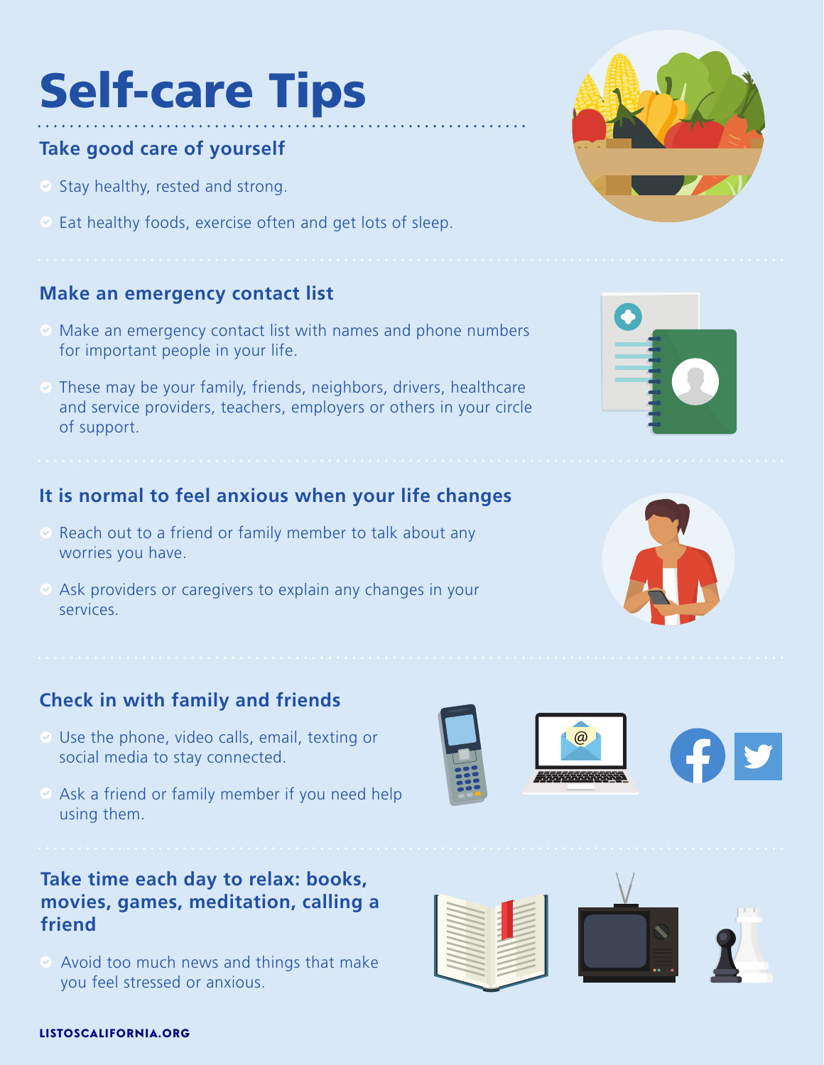# Self-care Tips

## Take good care of yourself

- Stay healthy, rested and strong.
- Eat healthy foods, exercise often and get lots of sleep.

## Make an emergency contact list

- Make an emergency contact list with names and phone numbers for important people in your life.
- These may be your family, friends, neighbors, drivers, healthcare and service providers, teachers, employers or others in your circle of support.

## It is normal to feel anxious when your life changes

- Reach out to a friend or family member to talk about any worries you have.
- Ask providers or caregivers to explain any changes in your services.

## Check in with family and friends

- Use the phone, video calls, email, texting or social media to stay connected.
- Ask a friend or family member if you need help using them.

## Take time each day to relax: books, movies, games, meditation, calling a friend

- Avoid too much news and things that make you feel stressed or anxious.

**LISTOSCALIFORNIA.ORG**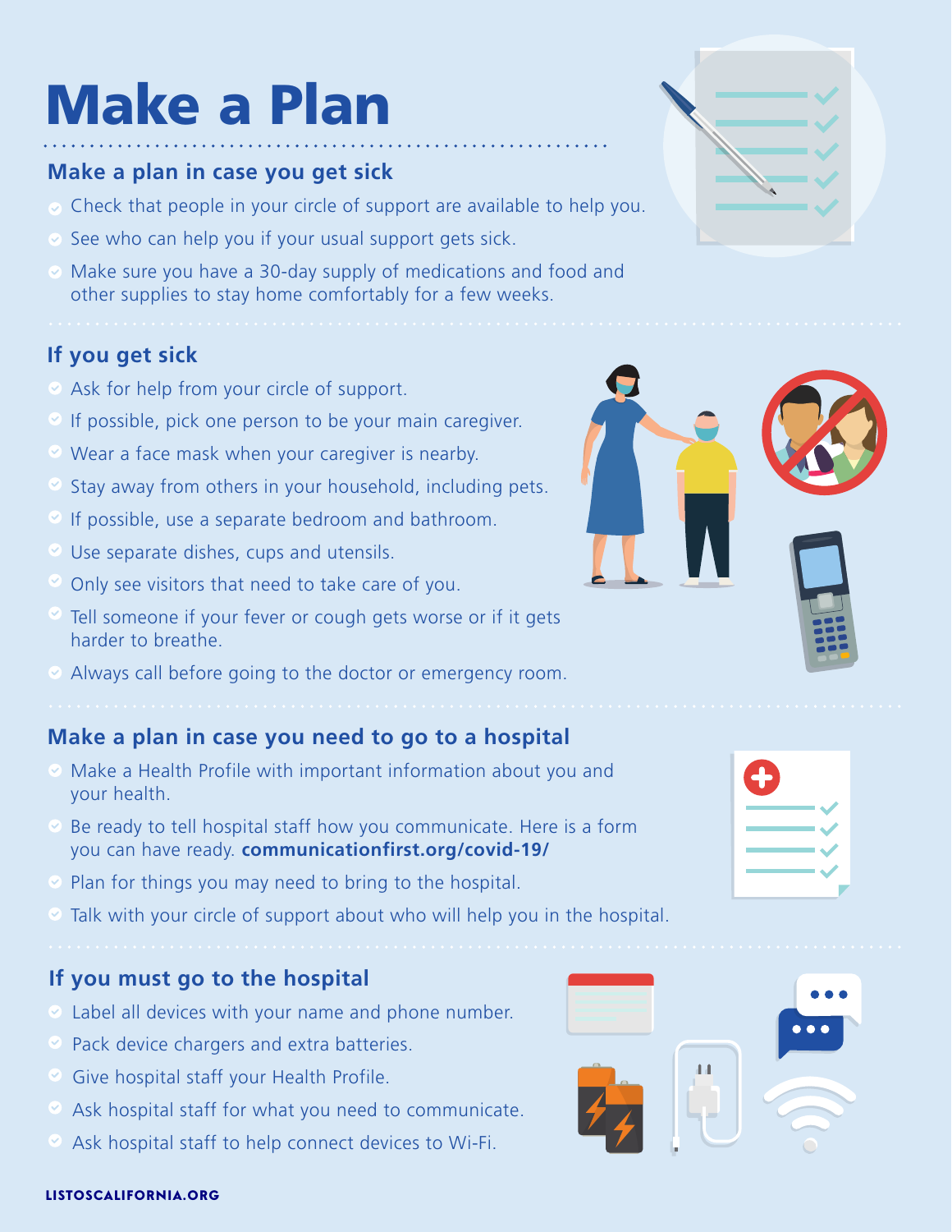# Make a Plan

## Make a plan in case you get sick

- Check that people in your circle of support are available to help you.
- See who can help you if your usual support gets sick.
- Make sure you have a 30-day supply of medications and food and other supplies to stay home comfortably for a few weeks.

## If you get sick

- Ask for help from your circle of support.
- If possible, pick one person to be your main caregiver.
- Wear a face mask when your caregiver is nearby.
- Stay away from others in your household, including pets.
- If possible, use a separate bedroom and bathroom.
- Use separate dishes, cups and utensils.
- Only see visitors that need to take care of you.
- Tell someone if your fever or cough gets worse or if it gets harder to breathe.
- Always call before going to the doctor or emergency room.

## Make a plan in case you need to go to a hospital

- Make a Health Profile with important information about you and your health.
- Be ready to tell hospital staff how you communicate. Here is a form you can have ready. **communicationfirst.org/covid-19/**
- Plan for things you may need to bring to the hospital.
- Talk with your circle of support about who will help you in the hospital.

## If you must go to the hospital

- Label all devices with your name and phone number.
- Pack device chargers and extra batteries.
- Give hospital staff your Health Profile.
- Ask hospital staff for what you need to communicate.
- Ask hospital staff to help connect devices to Wi-Fi.

**LISTOSCALIFORNIA.ORG**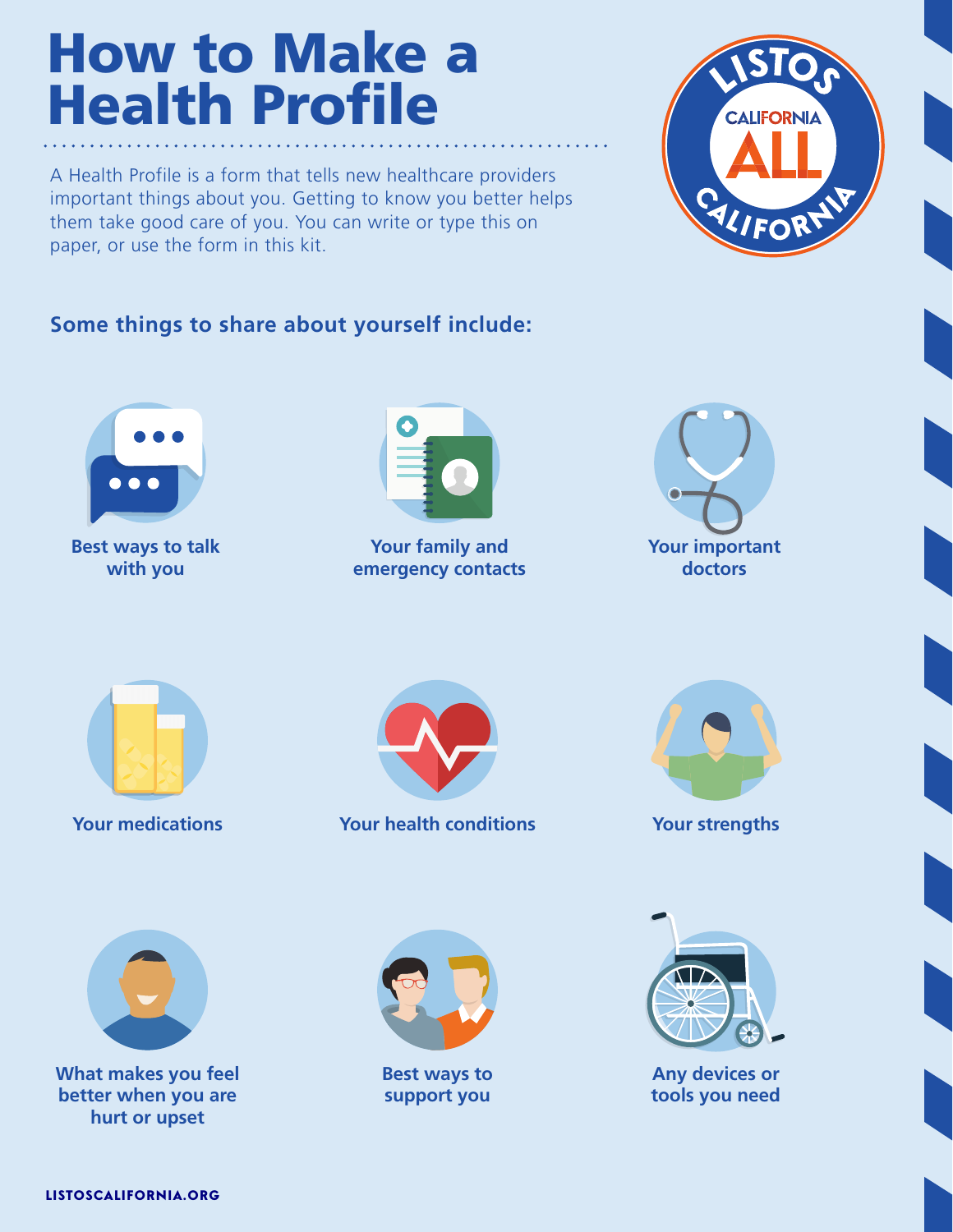# How to Make a Health Profile

A Health Profile is a form that tells new healthcare providers important things about you. Getting to know you better helps them take good care of you. You can write or type this on paper, or use the form in this kit.

LISTOS CALIFORNIA
CALIFORNIA FOR ALL

### Some things to share about yourself include:

- Best ways to talk with you
- Your family and emergency contacts
- Your important doctors
- Your medications
- Your health conditions
- Your strengths
- What makes you feel better when you are hurt or upset
- Best ways to support you
- Any devices or tools you need

LISTOSCALIFORNIA.ORG